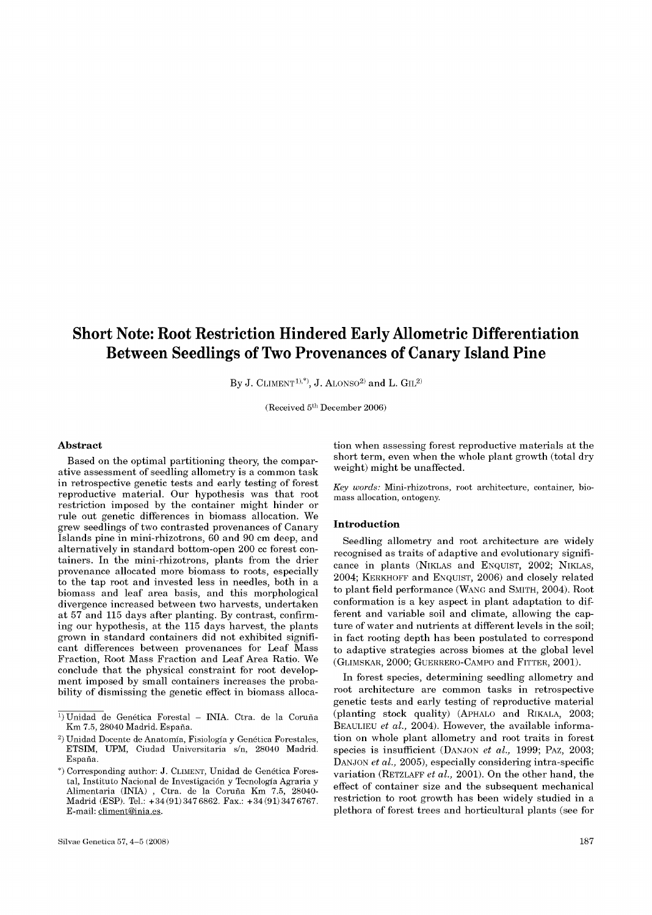# Short Note: Root Restriction Hindered Early Allometric Differentiation Between Seedlings of Two Provenances of Canary Island Pine

By J. CLIMENT[1),*)], J. ALONSO[2)] and L. GIL[2)]

(Received 5th December 2006)

## Abstract

Based on the optimal partitioning theory, the comparative assessment of seedling allometry is a common task in retrospective genetic tests and early testing of forest reproductive material. Our hypothesis was that root restriction imposed by the container might hinder or rule out genetic differences in biomass allocation. We grew seedlings of two contrasted provenances of Canary Islands pine in mini-rhizotrons, 60 and 90 cm deep, and alternatively in standard bottom-open 200 cc forest containers. In the mini-rhizotrons, plants from the drier provenance allocated more biomass to roots, especially to the tap root and invested less in needles, both in a biomass and leaf area basis, and this morphological divergence increased between two harvests, undertaken at 57 and 115 days after planting. By contrast, confirming our hypothesis, at the 115 days harvest, the plants grown in standard containers did not exhibited significant differences between provenances for Leaf Mass Fraction, Root Mass Fraction and Leaf Area Ratio. We conclude that the physical constraint for root development imposed by small containers increases the probability of dismissing the genetic effect in biomass allocation when assessing forest reproductive materials at the short term, even when the whole plant growth (total dry weight) might be unaffected.

*Key words:* Mini-rhizotrons, root architecture, container, biomass allocation, ontogeny.

[1)] Unidad de Genética Forestal – INIA. Ctra. de la Coruña Km 7.5, 28040 Madrid. España.

[2)] Unidad Docente de Anatomía, Fisiología y Genética Forestales, ETSIM, UPM, Ciudad Universitaria s/n, 28040 Madrid. España.

[*)] Corresponding author: J. CLIMENT, Unidad de Genética Forestal, Instituto Nacional de Investigación y Tecnología Agraria y Alimentaria (INIA) , Ctra. de la Coruña Km 7.5, 28040-Madrid (ESP). Tel.: +34 (91) 347 6862. Fax.: +34 (91) 347 6767. E-mail: climent@inia.es.

## Introduction

Seedling allometry and root architecture are widely recognised as traits of adaptive and evolutionary significance in plants (NIKLAS and ENQUIST, 2002; NIKLAS, 2004; KERKHOFF and ENQUIST, 2006) and closely related to plant field performance (WANG and SMITH, 2004). Root conformation is a key aspect in plant adaptation to different and variable soil and climate, allowing the capture of water and nutrients at different levels in the soil; in fact rooting depth has been postulated to correspond to adaptive strategies across biomes at the global level (GLIMSKAR, 2000; GUERRERO-CAMPO and FITTER, 2001).

In forest species, determining seedling allometry and root architecture are common tasks in retrospective genetic tests and early testing of reproductive material (planting stock quality) (APHALO and RIKALA, 2003; BEAULIEU *et al.*, 2004). However, the available information on whole plant allometry and root traits in forest species is insufficient (DANJON *et al.*, 1999; PAZ, 2003; DANJON *et al.*, 2005), especially considering intra-specific variation (RETZLAFF *et al.*, 2001). On the other hand, the effect of container size and the subsequent mechanical restriction to root growth has been widely studied in a plethora of forest trees and horticultural plants (see for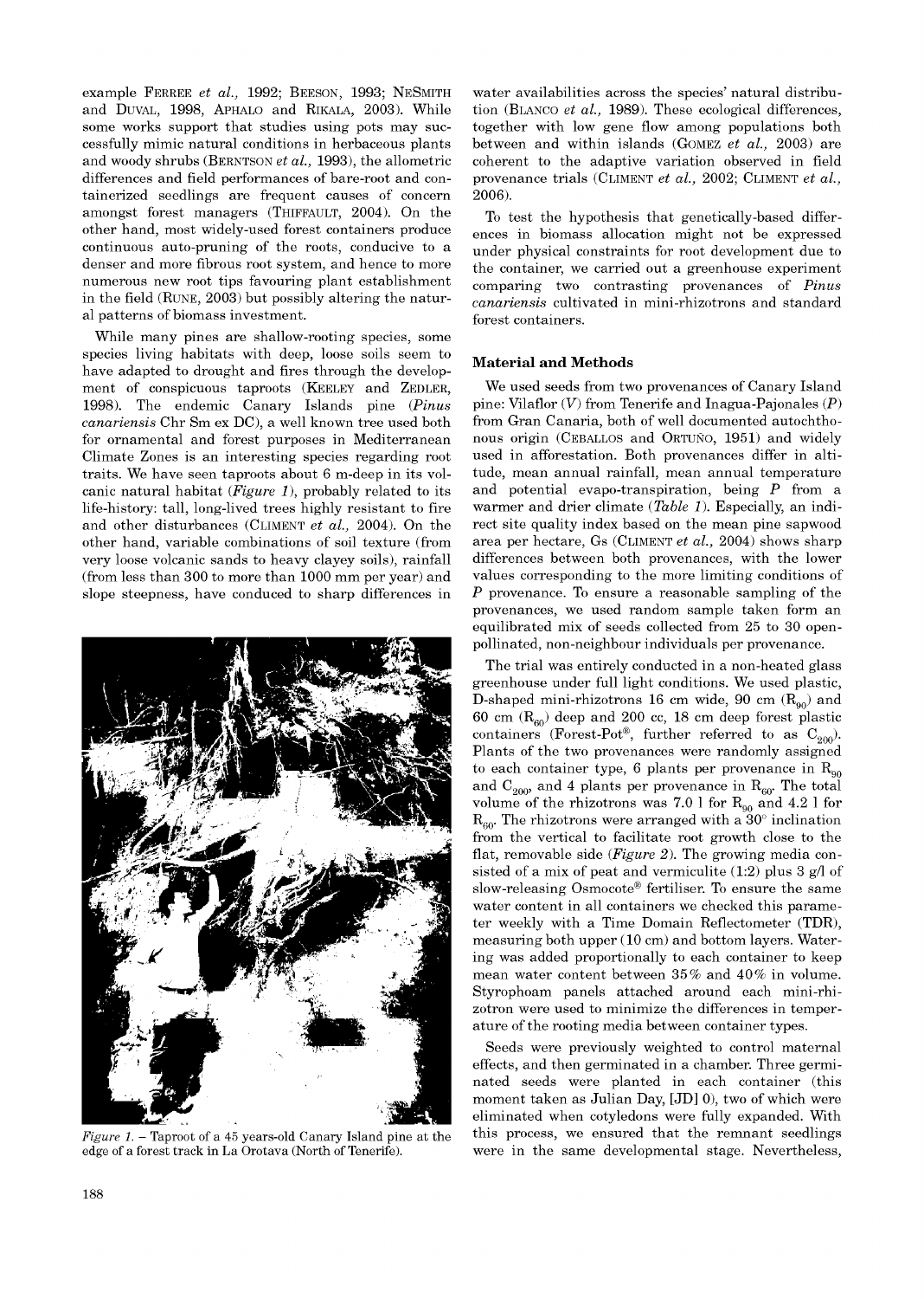example FERREE *et al.,* 1992; BEESON, 1993; NESMITH and DUVAL, 1998, APHALO and RIKALA, 2003). While some works support that studies using pots may successfully mimic natural conditions in herbaceous plants and woody shrubs (BERNTSON *et al.,* 1993), the allometric differences and field performances of bare-root and containerized seedlings are frequent causes of concern amongst forest managers (THIFFAULT, 2004). On the other hand, most widely-used forest containers produce continuous auto-pruning of the roots, conducive to a denser and more fibrous root system, and hence to more numerous new root tips favouring plant establishment in the field (RUNE, 2003) but possibly altering the natural patterns of biomass investment.

While many pines are shallow-rooting species, some species living habitats with deep, loose soils seem to have adapted to drought and fires through the development of conspicuous taproots (KEELEY and ZEDLER, 1998). The endemic Canary Islands pine (*Pinus canariensis* Chr Sm ex DC), a well known tree used both for ornamental and forest purposes in Mediterranean Climate Zones is an interesting species regarding root traits. We have seen taproots about 6 m-deep in its volcanic natural habitat (*Figure 1*), probably related to its life-history: tall, long-lived trees highly resistant to fire and other disturbances (CLIMENT *et al.,* 2004). On the other hand, variable combinations of soil texture (from very loose volcanic sands to heavy clayey soils), rainfall (from less than 300 to more than 1000 mm per year) and slope steepness, have conduced to sharp differences in water availabilities across the species' natural distribution (BLANCO *et al.,* 1989). These ecological differences, together with low gene flow among populations both between and within islands (GOMEZ *et al.,* 2003) are coherent to the adaptive variation observed in field provenance trials (CLIMENT *et al.,* 2002; CLIMENT *et al.,* 2006).

*Figure 1.* – Taproot of a 45 years-old Canary Island pine at the edge of a forest track in La Orotava (North of Tenerife).

To test the hypothesis that genetically-based differences in biomass allocation might not be expressed under physical constraints for root development due to the container, we carried out a greenhouse experiment comparing two contrasting provenances of *Pinus canariensis* cultivated in mini-rhizotrons and standard forest containers.

## Material and Methods

We used seeds from two provenances of Canary Island pine: Vilaflor (*V*) from Tenerife and Inagua-Pajonales (*P*) from Gran Canaria, both of well documented autochthonous origin (CEBALLOS and ORTUÑO, 1951) and widely used in afforestation. Both provenances differ in altitude, mean annual rainfall, mean annual temperature and potential evapo-transpiration, being *P* from a warmer and drier climate (*Table 1*). Especially, an indirect site quality index based on the mean pine sapwood area per hectare, Gs (CLIMENT *et al.,* 2004) shows sharp differences between both provenances, with the lower values corresponding to the more limiting conditions of *P* provenance. To ensure a reasonable sampling of the provenances, we used random sample taken form an equilibrated mix of seeds collected from 25 to 30 open-pollinated, non-neighbour individuals per provenance.

The trial was entirely conducted in a non-heated glass greenhouse under full light conditions. We used plastic, D-shaped mini-rhizotrons 16 cm wide, 90 cm ($R_{90}$) and 60 cm ($R_{60}$) deep and 200 cc, 18 cm deep forest plastic containers (Forest-Pot®, further referred to as $C_{200}$). Plants of the two provenances were randomly assigned to each container type, 6 plants per provenance in $R_{90}$ and $C_{200}$, and 4 plants per provenance in $R_{60}$. The total volume of the rhizotrons was 7.0 l for $R_{90}$ and 4.2 l for $R_{60}$. The rhizotrons were arranged with a 30° inclination from the vertical to facilitate root growth close to the flat, removable side (*Figure 2*). The growing media consisted of a mix of peat and vermiculite (1:2) plus 3 g/l of slow-releasing Osmocote® fertiliser. To ensure the same water content in all containers we checked this parameter weekly with a Time Domain Reflectometer (TDR), measuring both upper (10 cm) and bottom layers. Watering was added proportionally to each container to keep mean water content between 35% and 40% in volume. Styrophoam panels attached around each mini-rhizotron were used to minimize the differences in temperature of the rooting media between container types.

Seeds were previously weighted to control maternal effects, and then germinated in a chamber. Three germinated seeds were planted in each container (this moment taken as Julian Day, [JD] 0), two of which were eliminated when cotyledons were fully expanded. With this process, we ensured that the remnant seedlings were in the same developmental stage. Nevertheless,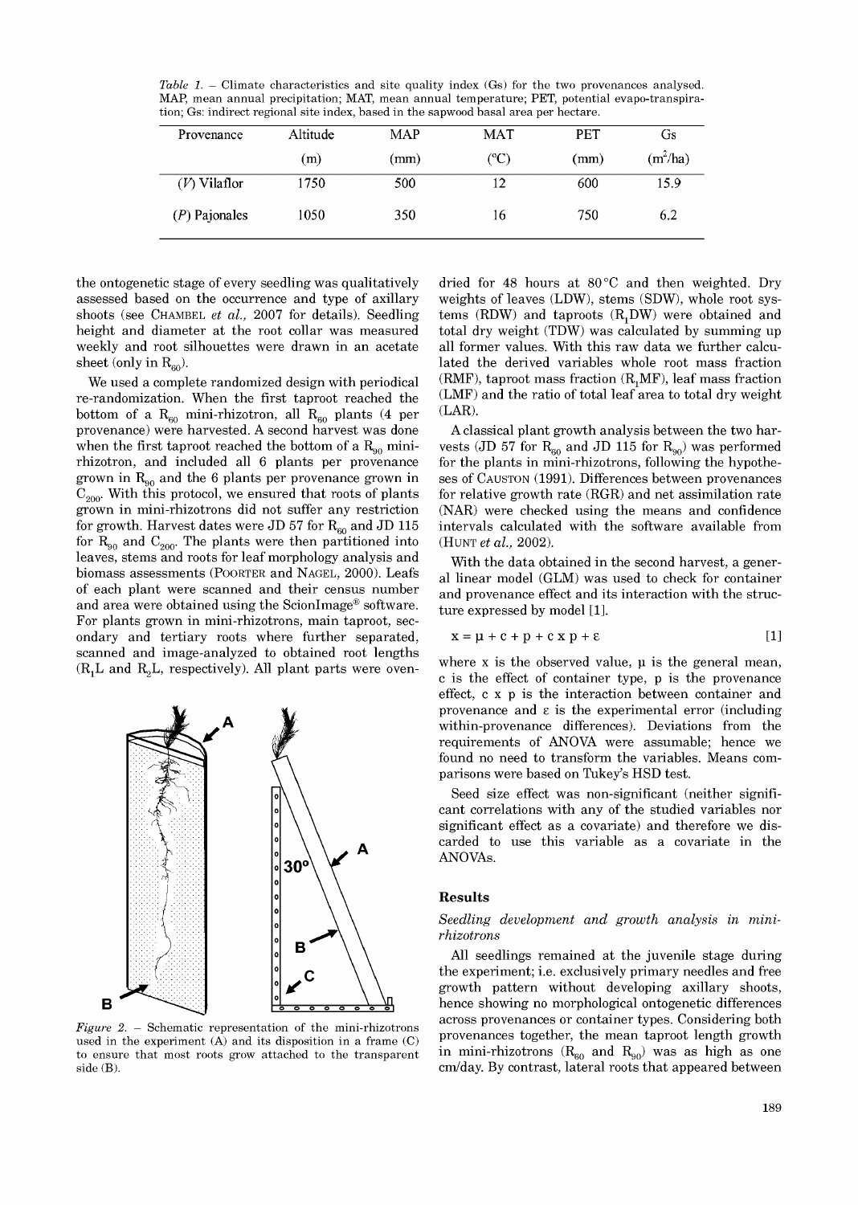*Table 1.* – Climate characteristics and site quality index (Gs) for the two provenances analysed. MAP, mean annual precipitation; MAT, mean annual temperature; PET, potential evapo-transpiration; Gs: indirect regional site index, based in the sapwood basal area per hectare.

| Provenance | Altitude (m) | MAP (mm) | MAT (°C) | PET (mm) | Gs ($m^2$/ha) |
|---|---|---|---|---|---|
| (*V*) Vilaflor | 1750 | 500 | 12 | 600 | 15.9 |
| (*P*) Pajonales | 1050 | 350 | 16 | 750 | 6.2 |

the ontogenetic stage of every seedling was qualitatively assessed based on the occurrence and type of axillary shoots (see CHAMBEL *et al.,* 2007 for details). Seedling height and diameter at the root collar was measured weekly and root silhouettes were drawn in an acetate sheet (only in $R_{60}$).

We used a complete randomized design with periodical re-randomization. When the first taproot reached the bottom of a $R_{60}$ mini-rhizotron, all $R_{60}$ plants (4 per provenance) were harvested. A second harvest was done when the first taproot reached the bottom of a $R_{90}$ mini-rhizotron, and included all 6 plants per provenance grown in $R_{90}$ and the 6 plants per provenance grown in $C_{200}$. With this protocol, we ensured that roots of plants grown in mini-rhizotrons did not suffer any restriction for growth. Harvest dates were JD 57 for $R_{60}$ and JD 115 for $R_{90}$ and $C_{200}$. The plants were then partitioned into leaves, stems and roots for leaf morphology analysis and biomass assessments (POORTER and NAGEL, 2000). Leafs of each plant were scanned and their census number and area were obtained using the ScionImage® software. For plants grown in mini-rhizotrons, main taproot, secondary and tertiary roots where further separated, scanned and image-analyzed to obtained root lengths ($R_1L$ and $R_2L$, respectively). All plant parts were oven-dried for 48 hours at 80 °C and then weighted. Dry weights of leaves (LDW), stems (SDW), whole root systems (RDW) and taproots ($R_1DW$) were obtained and total dry weight (TDW) was calculated by summing up all former values. With this raw data we further calculated the derived variables whole root mass fraction (RMF), taproot mass fraction ($R_1MF$), leaf mass fraction (LMF) and the ratio of total leaf area to total dry weight (LAR).

*Figure 2.* – Schematic representation of the mini-rhizotrons used in the experiment (A) and its disposition in a frame (C) to ensure that most roots grow attached to the transparent side (B).

A classical plant growth analysis between the two harvests (JD 57 for $R_{60}$ and JD 115 for $R_{90}$) was performed for the plants in mini-rhizotrons, following the hypotheses of CAUSTON (1991). Differences between provenances for relative growth rate (RGR) and net assimilation rate (NAR) were checked using the means and confidence intervals calculated with the software available from (HUNT *et al.,* 2002).

With the data obtained in the second harvest, a general linear model (GLM) was used to check for container and provenance effect and its interaction with the structure expressed by model [1].

$$x = \mu + c + p + c \times p + \varepsilon \qquad [1]$$

where x is the observed value, μ is the general mean, c is the effect of container type, p is the provenance effect, c x p is the interaction between container and provenance and ε is the experimental error (including within-provenance differences). Deviations from the requirements of ANOVA were assumable; hence we found no need to transform the variables. Means comparisons were based on Tukey's HSD test.

Seed size effect was non-significant (neither significant correlations with any of the studied variables nor significant effect as a covariate) and therefore we discarded to use this variable as a covariate in the ANOVAs.

## Results

### *Seedling development and growth analysis in mini-rhizotrons*

All seedlings remained at the juvenile stage during the experiment; i.e. exclusively primary needles and free growth pattern without developing axillary shoots, hence showing no morphological ontogenetic differences across provenances or container types. Considering both provenances together, the mean taproot length growth in mini-rhizotrons ($R_{60}$ and $R_{90}$) was as high as one cm/day. By contrast, lateral roots that appeared between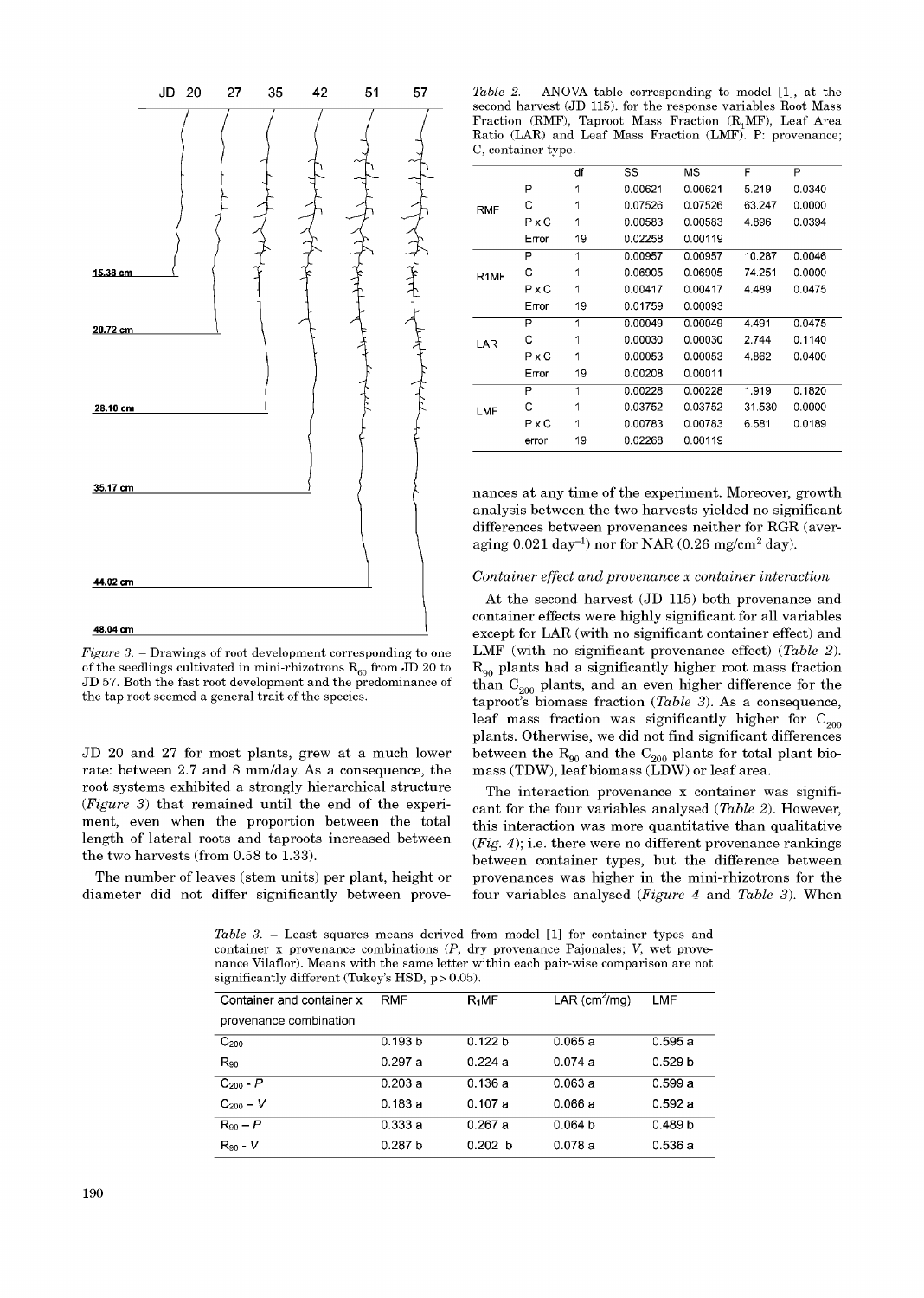JD 20 27 35 42 51 57

15.38 cm

20.72 cm

28.10 cm

35.17 cm

44.02 cm

48.04 cm

*Figure 3.* – Drawings of root development corresponding to one of the seedlings cultivated in mini-rhizotrons $R_{90}$ from JD 20 to JD 57. Both the fast root development and the predominance of the tap root seemed a general trait of the species.

JD 20 and 27 for most plants, grew at a much lower rate: between 2.7 and 8 mm/day. As a consequence, the root systems exhibited a strongly hierarchical structure (*Figure 3*) that remained until the end of the experiment, even when the proportion between the total length of lateral roots and taproots increased between the two harvests (from 0.58 to 1.33).

The number of leaves (stem units) per plant, height or diameter did not differ significantly between provenances at any time of the experiment. Moreover, growth analysis between the two harvests yielded no significant differences between provenances neither for RGR (averaging 0.021 $day^{-1}$) nor for NAR (0.26 $mg/cm^2$ day).

*Table 2.* – ANOVA table corresponding to model [1], at the second harvest (JD 115), for the response variables Root Mass Fraction (RMF), Taproot Mass Fraction ($R_1MF$), Leaf Area Ratio (LAR) and Leaf Mass Fraction (LMF). P: provenance; C, container type.

| | | df | SS | MS | F | P |
|---|---|---|---|---|---|---|
| RMF | P | 1 | 0.00621 | 0.00621 | 5.219 | 0.0340 |
| | C | 1 | 0.07526 | 0.07526 | 63.247 | 0.0000 |
| | P x C | 1 | 0.00583 | 0.00583 | 4.896 | 0.0394 |
| | Error | 19 | 0.02258 | 0.00119 | | |
| R1MF | P | 1 | 0.00957 | 0.00957 | 10.287 | 0.0046 |
| | C | 1 | 0.06905 | 0.06905 | 74.251 | 0.0000 |
| | P x C | 1 | 0.00417 | 0.00417 | 4.489 | 0.0475 |
| | Error | 19 | 0.01759 | 0.00093 | | |
| LAR | P | 1 | 0.00049 | 0.00049 | 4.491 | 0.0475 |
| | C | 1 | 0.00030 | 0.00030 | 2.744 | 0.1140 |
| | P x C | 1 | 0.00053 | 0.00053 | 4.862 | 0.0400 |
| | Error | 19 | 0.00208 | 0.00011 | | |
| LMF | P | 1 | 0.00228 | 0.00228 | 1.919 | 0.1820 |
| | C | 1 | 0.03752 | 0.03752 | 31.530 | 0.0000 |
| | P x C | 1 | 0.00783 | 0.00783 | 6.581 | 0.0189 |
| | error | 19 | 0.02268 | 0.00119 | | |

### *Container effect and provenance x container interaction*

At the second harvest (JD 115) both provenance and container effects were highly significant for all variables except for LAR (with no significant container effect) and LMF (with no significant provenance effect) (*Table 2*). $R_{90}$ plants had a significantly higher root mass fraction than $C_{200}$ plants, and an even higher difference for the taproot's biomass fraction (*Table 3*). As a consequence, leaf mass fraction was significantly higher for $C_{200}$ plants. Otherwise, we did not find significant differences between the $R_{90}$ and the $C_{200}$ plants for total plant biomass (TDW), leaf biomass (LDW) or leaf area.

The interaction provenance x container was significant for the four variables analysed (*Table 2*). However, this interaction was more quantitative than qualitative (*Fig. 4*); i.e. there were no different provenance rankings between container types, but the difference between provenances was higher in the mini-rhizotrons for the four variables analysed (*Figure 4* and *Table 3*). When

*Table 3.* – Least squares means derived from model [1] for container types and container x provenance combinations (*P*, dry provenance Pajonales; *V*, wet provenance Vilaflor). Means with the same letter within each pair-wise comparison are not significantly different (Tukey's HSD, $p > 0.05$).

| Container and container x provenance combination | RMF | $R_1MF$ | LAR ($cm^2/mg$) | LMF |
|---|---|---|---|---|
| $C_{200}$ | 0.193 b | 0.122 b | 0.065 a | 0.595 a |
| $R_{90}$ | 0.297 a | 0.224 a | 0.074 a | 0.529 b |
| $C_{200}$ - *P* | 0.203 a | 0.136 a | 0.063 a | 0.599 a |
| $C_{200}$ – *V* | 0.183 a | 0.107 a | 0.066 a | 0.592 a |
| $R_{90}$ – *P* | 0.333 a | 0.267 a | 0.064 b | 0.489 b |
| $R_{90}$ - *V* | 0.287 b | 0.202 b | 0.078 a | 0.536 a |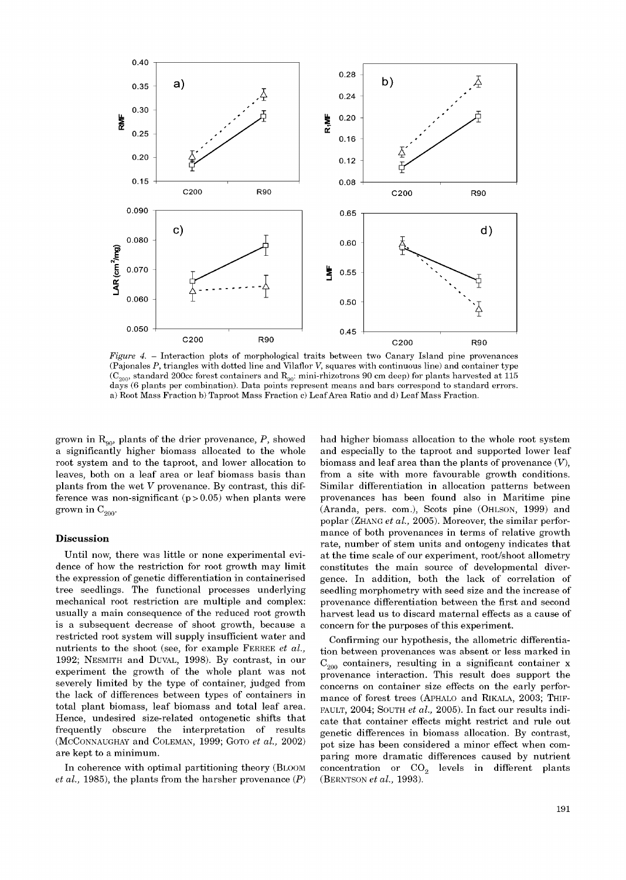*Figure 4.* – Interaction plots of morphological traits between two Canary Island pine provenances (Pajonales *P*, triangles with dotted line and Vilaflor *V*, squares with continuous line) and container type ($C_{200}$, standard 200cc forest containers and $R_{90}$: mini-rhizotrons 90 cm deep) for plants harvested at 115 days (6 plants per combination). Data points represent means and bars correspond to standard errors. a) Root Mass Fraction b) Taproot Mass Fraction c) Leaf Area Ratio and d) Leaf Mass Fraction.

grown in $R_{90}$, plants of the drier provenance, *P*, showed a significantly higher biomass allocated to the whole root system and to the taproot, and lower allocation to leaves, both on a leaf area or leaf biomass basis than plants from the wet *V* provenance. By contrast, this difference was non-significant ($p > 0.05$) when plants were grown in $C_{200}$.

## Discussion

Until now, there was little or none experimental evidence of how the restriction for root growth may limit the expression of genetic differentiation in containerised tree seedlings. The functional processes underlying mechanical root restriction are multiple and complex: usually a main consequence of the reduced root growth is a subsequent decrease of shoot growth, because a restricted root system will supply insufficient water and nutrients to the shoot (see, for example FERREE *et al.*, 1992; NESMITH and DUVAL, 1998). By contrast, in our experiment the growth of the whole plant was not severely limited by the type of container, judged from the lack of differences between types of containers in total plant biomass, leaf biomass and total leaf area. Hence, undesired size-related ontogenetic shifts that frequently obscure the interpretation of results (MCCONNAUGHAY and COLEMAN, 1999; GOTO *et al.*, 2002) are kept to a minimum.

In coherence with optimal partitioning theory (BLOOM *et al.*, 1985), the plants from the harsher provenance (*P*) had higher biomass allocation to the whole root system and especially to the taproot and supported lower leaf biomass and leaf area than the plants of provenance (*V*), from a site with more favourable growth conditions. Similar differentiation in allocation patterns between provenances has been found also in Maritime pine (Aranda, pers. com.), Scots pine (OHLSON, 1999) and poplar (ZHANG *et al.*, 2005). Moreover, the similar performance of both provenances in terms of relative growth rate, number of stem units and ontogeny indicates that at the time scale of our experiment, root/shoot allometry constitutes the main source of developmental divergence. In addition, both the lack of correlation of seedling morphometry with seed size and the increase of provenance differentiation between the first and second harvest lead us to discard maternal effects as a cause of concern for the purposes of this experiment.

Confirming our hypothesis, the allometric differentiation between provenances was absent or less marked in $C_{200}$ containers, resulting in a significant container x provenance interaction. This result does support the concerns on container size effects on the early performance of forest trees (APHALO and RIKALA, 2003; THIFFAULT, 2004; SOUTH *et al.*, 2005). In fact our results indicate that container effects might restrict and rule out genetic differences in biomass allocation. By contrast, pot size has been considered a minor effect when comparing more dramatic differences caused by nutrient concentration or $CO_2$ levels in different plants (BERNTSON *et al.*, 1993).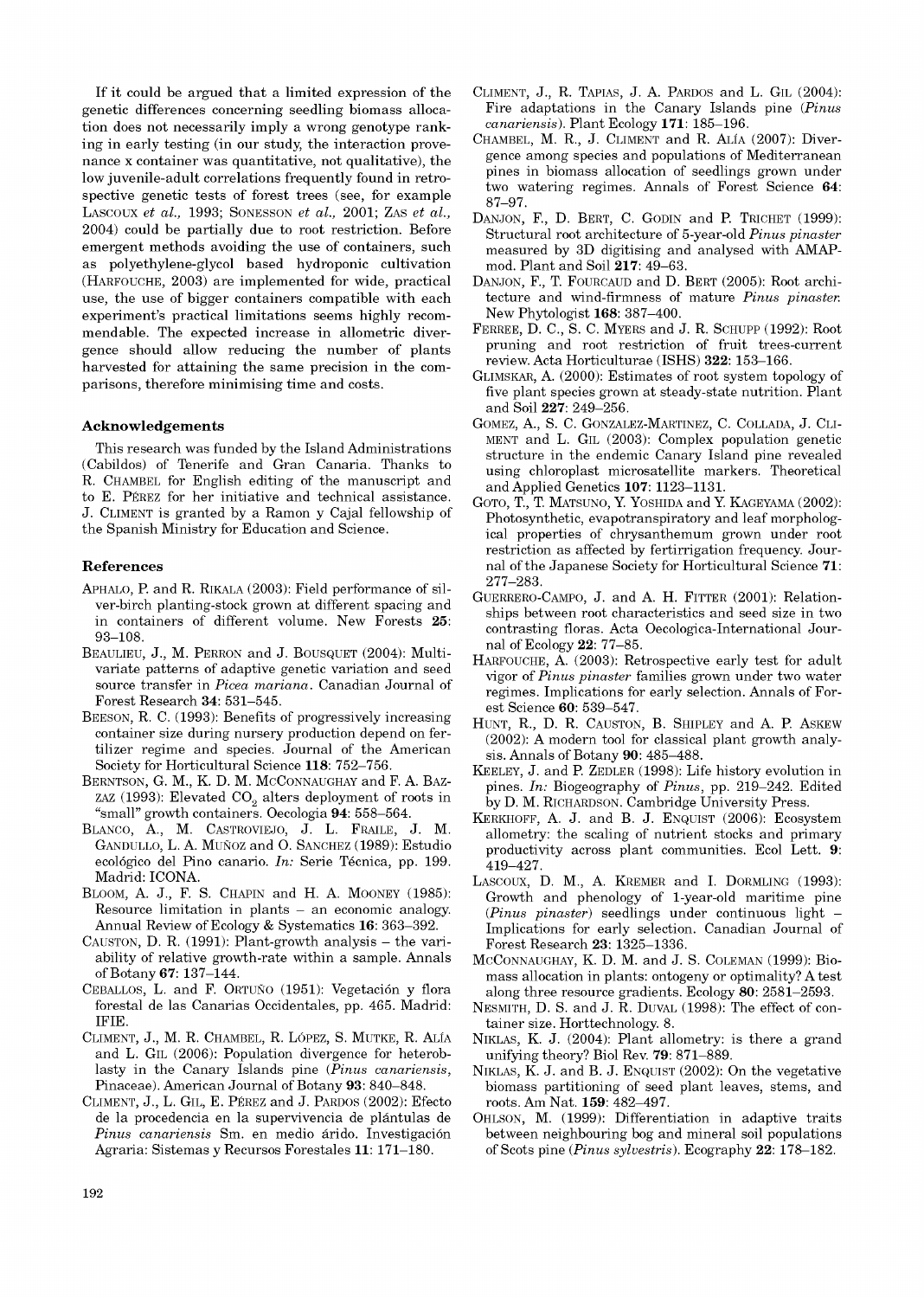If it could be argued that a limited expression of the genetic differences concerning seedling biomass allocation does not necessarily imply a wrong genotype ranking in early testing (in our study, the interaction provenance x container was quantitative, not qualitative), the low juvenile-adult correlations frequently found in retrospective genetic tests of forest trees (see, for example LASCOUX *et al.*, 1993; SONESSON *et al.*, 2001; ZAS *et al.*, 2004) could be partially due to root restriction. Before emergent methods avoiding the use of containers, such as polyethylene-glycol based hydroponic cultivation (HARFOUCHE, 2003) are implemented for wide, practical use, the use of bigger containers compatible with each experiment's practical limitations seems highly recommendable. The expected increase in allometric divergence should allow reducing the number of plants harvested for attaining the same precision in the comparisons, therefore minimising time and costs.

### Acknowledgements

This research was funded by the Island Administrations (Cabildos) of Tenerife and Gran Canaria. Thanks to R. CHAMBEL for English editing of the manuscript and to E. PÉREZ for her initiative and technical assistance. J. CLIMENT is granted by a Ramon y Cajal fellowship of the Spanish Ministry for Education and Science.

### References

APHALO, P. and R. RIKALA (2003): Field performance of silver-birch planting-stock grown at different spacing and in containers of different volume. New Forests **25**: 93–108.

BEAULIEU, J., M. PERRON and J. BOUSQUET (2004): Multivariate patterns of adaptive genetic variation and seed source transfer in *Picea mariana*. Canadian Journal of Forest Research **34**: 531–545.

BEESON, R. C. (1993): Benefits of progressively increasing container size during nursery production depend on fertilizer regime and species. Journal of the American Society for Horticultural Science **118**: 752–756.

BERNTSON, G. M., K. D. M. MCCONNAUGHAY and F. A. BAZZAZ (1993): Elevated $CO_2$ alters deployment of roots in "small" growth containers. Oecologia **94**: 558–564.

BLANCO, A., M. CASTROVIEJO, J. L. FRAILE, J. M. GANDULLO, L. A. MUÑOZ and O. SANCHEZ (1989): Estudio ecológico del Pino canario. *In:* Serie Técnica, pp. 199. Madrid: ICONA.

BLOOM, A. J., F. S. CHAPIN and H. A. MOONEY (1985): Resource limitation in plants – an economic analogy. Annual Review of Ecology & Systematics **16**: 363–392.

CAUSTON, D. R. (1991): Plant-growth analysis – the variability of relative growth-rate within a sample. Annals of Botany **67**: 137–144.

CEBALLOS, L. and F. ORTUÑO (1951): Vegetación y flora forestal de las Canarias Occidentales, pp. 465. Madrid: IFIE.

CLIMENT, J., M. R. CHAMBEL, R. LÓPEZ, S. MUTKE, R. ALÍA and L. GIL (2006): Population divergence for heteroblasty in the Canary Islands pine (*Pinus canariensis*, Pinaceae). American Journal of Botany **93**: 840–848.

CLIMENT, J., L. GIL, E. PÉREZ and J. PARDOS (2002): Efecto de la procedencia en la supervivencia de plántulas de *Pinus canariensis* Sm. en medio árido. Investigación Agraria: Sistemas y Recursos Forestales **11**: 171–180.

CLIMENT, J., R. TAPIAS, J. A. PARDOS and L. GIL (2004): Fire adaptations in the Canary Islands pine (*Pinus canariensis*). Plant Ecology **171**: 185–196.

CHAMBEL, M. R., J. CLIMENT and R. ALÍA (2007): Divergence among species and populations of Mediterranean pines in biomass allocation of seedlings grown under two watering regimes. Annals of Forest Science **64**: 87–97.

DANJON, F., D. BERT, C. GODIN and P. TRICHET (1999): Structural root architecture of 5-year-old *Pinus pinaster* measured by 3D digitising and analysed with AMAPmod. Plant and Soil **217**: 49–63.

DANJON, F., T. FOURCAUD and D. BERT (2005): Root architecture and wind-firmness of mature *Pinus pinaster.* New Phytologist **168**: 387–400.

FERREE, D. C., S. C. MYERS and J. R. SCHUPP (1992): Root pruning and root restriction of fruit trees-current review. Acta Horticulturae (ISHS) **322**: 153–166.

GLIMSKAR, A. (2000): Estimates of root system topology of five plant species grown at steady-state nutrition. Plant and Soil **227**: 249–256.

GOMEZ, A., S. C. GONZALEZ-MARTINEZ, C. COLLADA, J. CLIMENT and L. GIL (2003): Complex population genetic structure in the endemic Canary Island pine revealed using chloroplast microsatellite markers. Theoretical and Applied Genetics **107**: 1123–1131.

GOTO, T., T. MATSUNO, Y. YOSHIDA and Y. KAGEYAMA (2002): Photosynthetic, evapotranspiratory and leaf morphological properties of chrysanthemum grown under root restriction as affected by fertirrigation frequency. Journal of the Japanese Society for Horticultural Science **71**: 277–283.

GUERRERO-CAMPO, J. and A. H. FITTER (2001): Relationships between root characteristics and seed size in two contrasting floras. Acta Oecologica-International Journal of Ecology **22**: 77–85.

HARFOUCHE, A. (2003): Retrospective early test for adult vigor of *Pinus pinaster* families grown under two water regimes. Implications for early selection. Annals of Forest Science **60**: 539–547.

HUNT, R., D. R. CAUSTON, B. SHIPLEY and A. P. ASKEW (2002): A modern tool for classical plant growth analysis. Annals of Botany **90**: 485–488.

KEELEY, J. and P. ZEDLER (1998): Life history evolution in pines. *In:* Biogeography of *Pinus*, pp. 219–242. Edited by D. M. RICHARDSON. Cambridge University Press.

KERKHOFF, A. J. and B. J. ENQUIST (2006): Ecosystem allometry: the scaling of nutrient stocks and primary productivity across plant communities. Ecol Lett. **9**: 419–427.

LASCOUX, D. M., A. KREMER and I. DORMLING (1993): Growth and phenology of 1-year-old maritime pine (*Pinus pinaster*) seedlings under continuous light – Implications for early selection. Canadian Journal of Forest Research **23**: 1325–1336.

MCCONNAUGHAY, K. D. M. and J. S. COLEMAN (1999): Biomass allocation in plants: ontogeny or optimality? A test along three resource gradients. Ecology **80**: 2581–2593.

NESMITH, D. S. and J. R. DUVAL (1998): The effect of container size. Horttechnology. 8.

NIKLAS, K. J. (2004): Plant allometry: is there a grand unifying theory? Biol Rev. **79**: 871–889.

NIKLAS, K. J. and B. J. ENQUIST (2002): On the vegetative biomass partitioning of seed plant leaves, stems, and roots. Am Nat. **159**: 482–497.

OHLSON, M. (1999): Differentiation in adaptive traits between neighbouring bog and mineral soil populations of Scots pine (*Pinus sylvestris*). Ecography **22**: 178–182.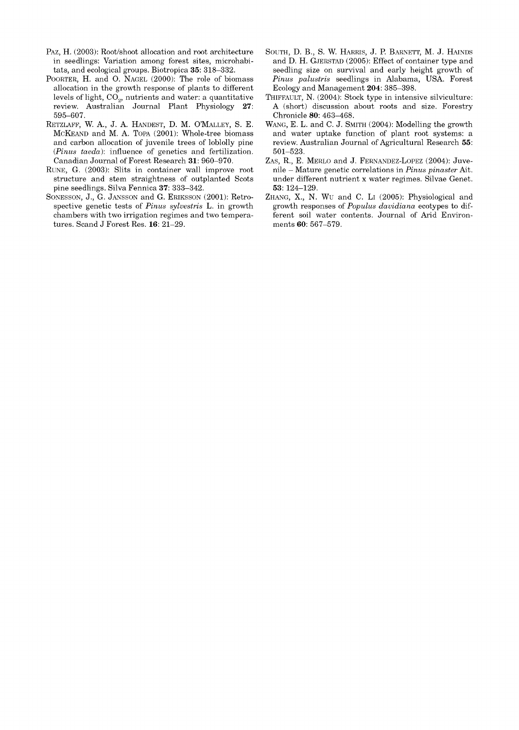PAZ, H. (2003): Root/shoot allocation and root architecture in seedlings: Variation among forest sites, microhabitats, and ecological groups. Biotropica **35**: 318–332.

POORTER, H. and O. NAGEL (2000): The role of biomass allocation in the growth response of plants to different levels of light, $CO_2$, nutrients and water: a quantitative review. Australian Journal Plant Physiology **27**: 595–607.

RETZLAFF, W. A., J. A. HANDEST, D. M. O'MALLEY, S. E. MCKEAND and M. A. TOPA (2001): Whole-tree biomass and carbon allocation of juvenile trees of loblolly pine (*Pinus taeda*): influence of genetics and fertilization. Canadian Journal of Forest Research **31**: 960–970.

RUNE, G. (2003): Slits in container wall improve root structure and stem straightness of outplanted Scots pine seedlings. Silva Fennica **37**: 333–342.

SONESSON, J., G. JANSSON and G. ERIKSSON (2001): Retrospective genetic tests of *Pinus sylvestris* L. in growth chambers with two irrigation regimes and two temperatures. Scand J Forest Res. **16**: 21–29.

SOUTH, D. B., S. W. HARRIS, J. P. BARNETT, M. J. HAINDS and D. H. GJERSTAD (2005): Effect of container type and seedling size on survival and early height growth of *Pinus palustris* seedlings in Alabama, USA. Forest Ecology and Management **204**: 385–398.

THIFFAULT, N. (2004): Stock type in intensive silviculture: A (short) discussion about roots and size. Forestry Chronicle **80**: 463–468.

WANG, E. L. and C. J. SMITH (2004): Modelling the growth and water uptake function of plant root systems: a review. Australian Journal of Agricultural Research **55**: 501–523.

ZAS, R., E. MERLO and J. FERNANDEZ-LOPEZ (2004): Juvenile – Mature genetic correlations in *Pinus pinaster* Ait. under different nutrient x water regimes. Silvae Genet. **53**: 124–129.

ZHANG, X., N. WU and C. LI (2005): Physiological and growth responses of *Populus davidiana* ecotypes to different soil water contents. Journal of Arid Environments **60**: 567–579.